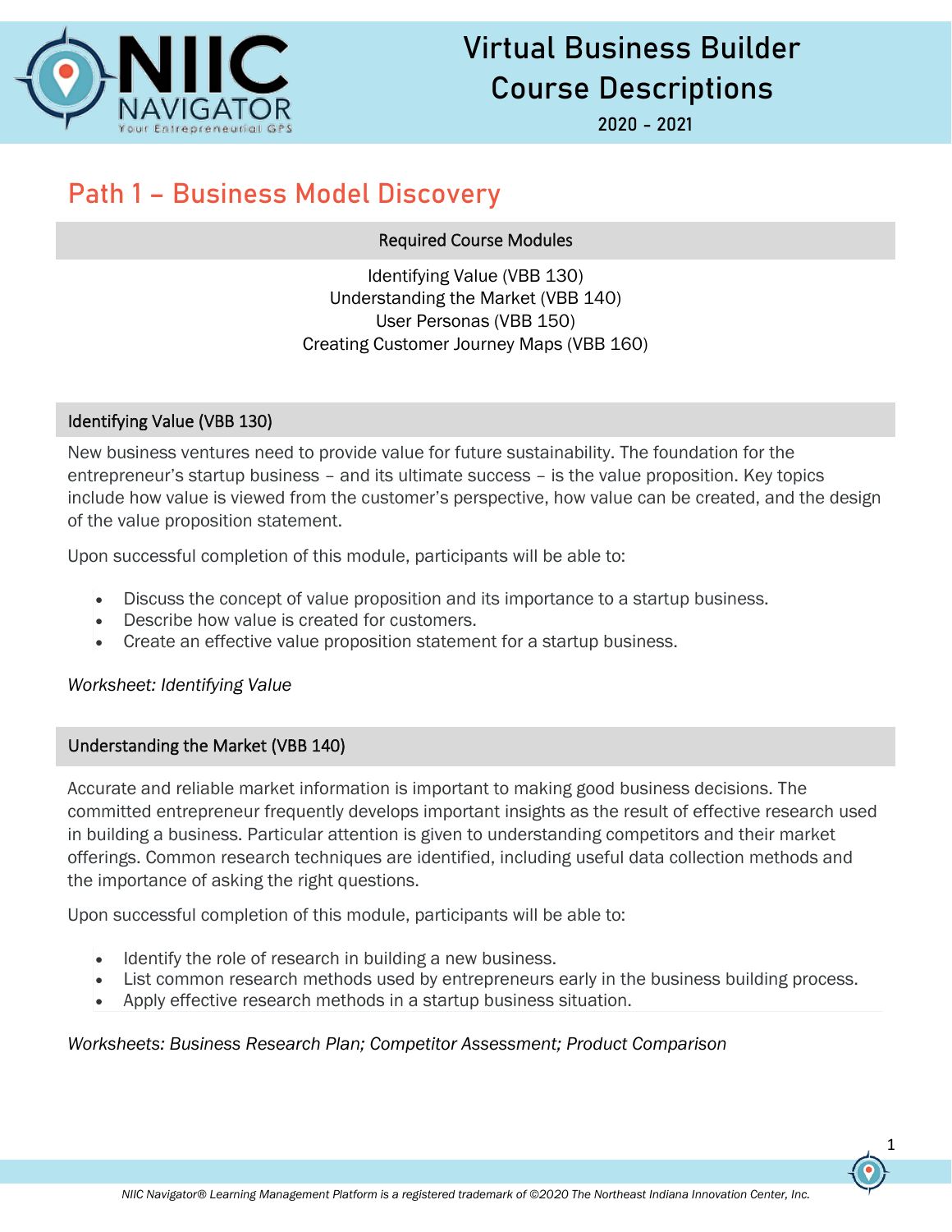# Virtual Business Builder Course Descriptions

2020 - 2021

## Path 1 – Business Model Discovery

### Required Course Modules

Identifying Value (VBB 130)
Understanding the Market (VBB 140)
User Personas (VBB 150)
Creating Customer Journey Maps (VBB 160)

### Identifying Value (VBB 130)

New business ventures need to provide value for future sustainability. The foundation for the entrepreneur's startup business – and its ultimate success – is the value proposition. Key topics include how value is viewed from the customer's perspective, how value can be created, and the design of the value proposition statement.

Upon successful completion of this module, participants will be able to:

- Discuss the concept of value proposition and its importance to a startup business.
- Describe how value is created for customers.
- Create an effective value proposition statement for a startup business.

*Worksheet: Identifying Value*

### Understanding the Market (VBB 140)

Accurate and reliable market information is important to making good business decisions. The committed entrepreneur frequently develops important insights as the result of effective research used in building a business. Particular attention is given to understanding competitors and their market offerings. Common research techniques are identified, including useful data collection methods and the importance of asking the right questions.

Upon successful completion of this module, participants will be able to:

- Identify the role of research in building a new business.
- List common research methods used by entrepreneurs early in the business building process.
- Apply effective research methods in a startup business situation.

*Worksheets: Business Research Plan; Competitor Assessment; Product Comparison*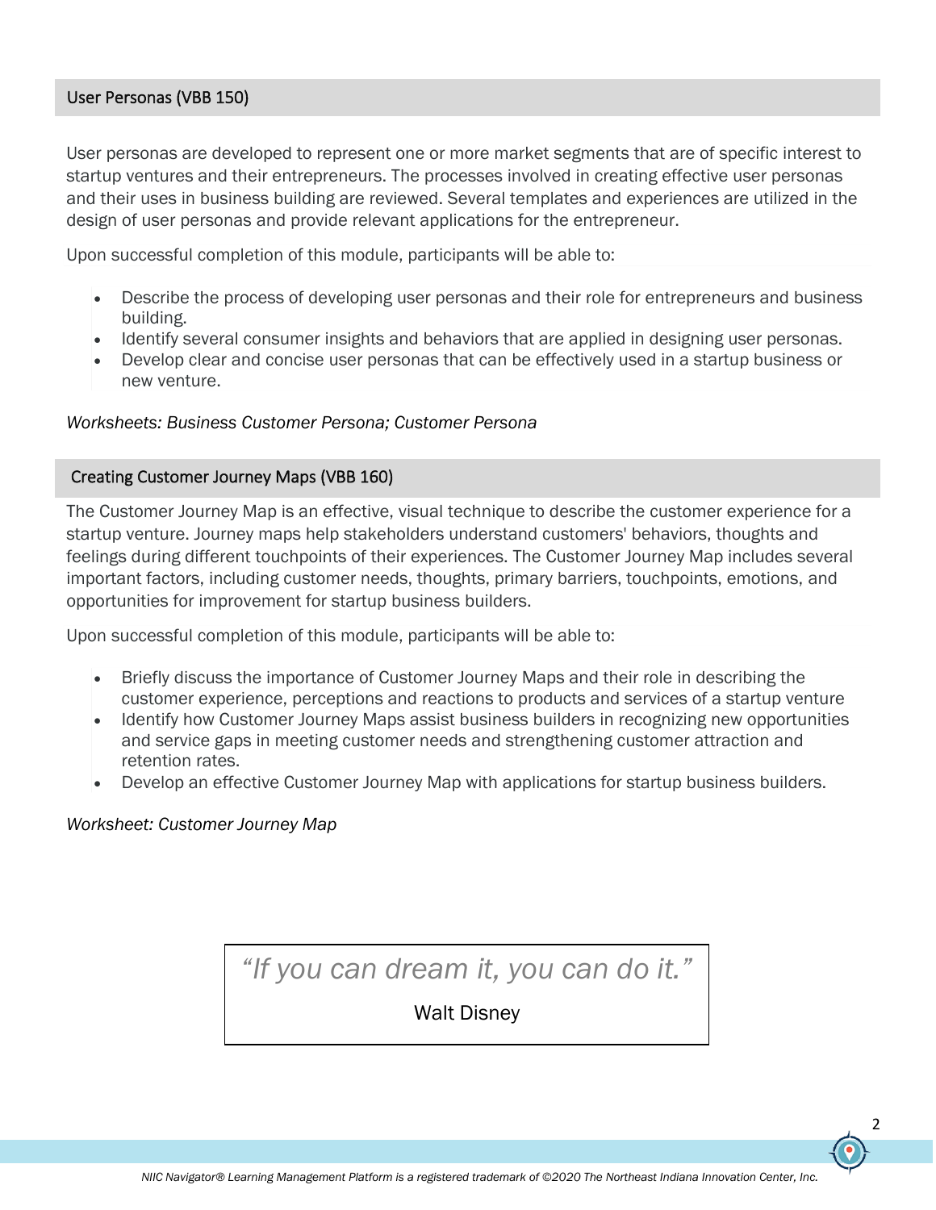## User Personas (VBB 150)

User personas are developed to represent one or more market segments that are of specific interest to startup ventures and their entrepreneurs. The processes involved in creating effective user personas and their uses in business building are reviewed. Several templates and experiences are utilized in the design of user personas and provide relevant applications for the entrepreneur.

Upon successful completion of this module, participants will be able to:

- Describe the process of developing user personas and their role for entrepreneurs and business building.
- Identify several consumer insights and behaviors that are applied in designing user personas.
- Develop clear and concise user personas that can be effectively used in a startup business or new venture.

*Worksheets: Business Customer Persona; Customer Persona*

## Creating Customer Journey Maps (VBB 160)

The Customer Journey Map is an effective, visual technique to describe the customer experience for a startup venture. Journey maps help stakeholders understand customers' behaviors, thoughts and feelings during different touchpoints of their experiences. The Customer Journey Map includes several important factors, including customer needs, thoughts, primary barriers, touchpoints, emotions, and opportunities for improvement for startup business builders.

Upon successful completion of this module, participants will be able to:

- Briefly discuss the importance of Customer Journey Maps and their role in describing the customer experience, perceptions and reactions to products and services of a startup venture
- Identify how Customer Journey Maps assist business builders in recognizing new opportunities and service gaps in meeting customer needs and strengthening customer attraction and retention rates.
- Develop an effective Customer Journey Map with applications for startup business builders.

*Worksheet: Customer Journey Map*

> *"If you can dream it, you can do it."*
>
> Walt Disney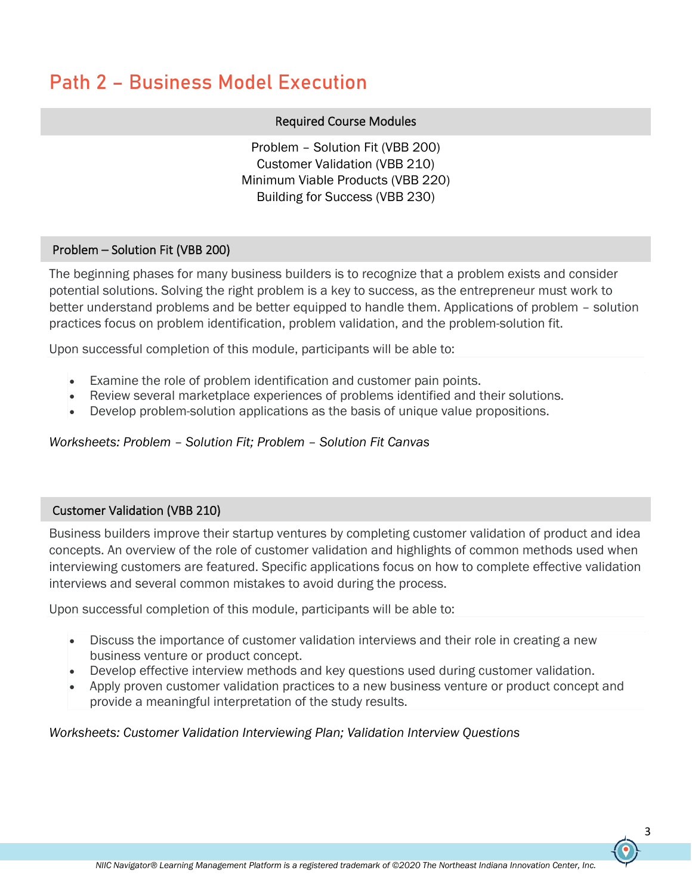# Path 2 – Business Model Execution

| Required Course Modules |
|---|
| Problem – Solution Fit (VBB 200)<br>Customer Validation (VBB 210)<br>Minimum Viable Products (VBB 220)<br>Building for Success (VBB 230) |

## Problem – Solution Fit (VBB 200)

The beginning phases for many business builders is to recognize that a problem exists and consider potential solutions. Solving the right problem is a key to success, as the entrepreneur must work to better understand problems and be better equipped to handle them. Applications of problem – solution practices focus on problem identification, problem validation, and the problem-solution fit.

Upon successful completion of this module, participants will be able to:

- Examine the role of problem identification and customer pain points.
- Review several marketplace experiences of problems identified and their solutions.
- Develop problem-solution applications as the basis of unique value propositions.

*Worksheets: Problem – Solution Fit; Problem – Solution Fit Canvas*

## Customer Validation (VBB 210)

Business builders improve their startup ventures by completing customer validation of product and idea concepts. An overview of the role of customer validation and highlights of common methods used when interviewing customers are featured. Specific applications focus on how to complete effective validation interviews and several common mistakes to avoid during the process.

Upon successful completion of this module, participants will be able to:

- Discuss the importance of customer validation interviews and their role in creating a new business venture or product concept.
- Develop effective interview methods and key questions used during customer validation.
- Apply proven customer validation practices to a new business venture or product concept and provide a meaningful interpretation of the study results.

*Worksheets: Customer Validation Interviewing Plan; Validation Interview Questions*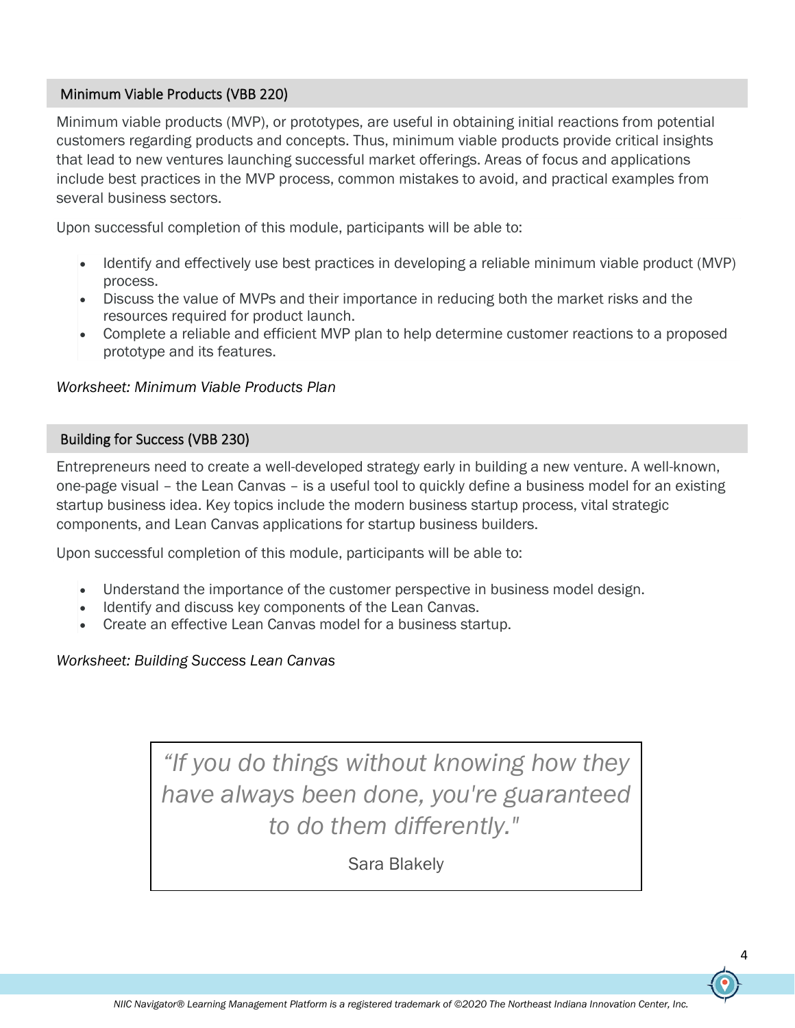## Minimum Viable Products (VBB 220)

Minimum viable products (MVP), or prototypes, are useful in obtaining initial reactions from potential customers regarding products and concepts. Thus, minimum viable products provide critical insights that lead to new ventures launching successful market offerings. Areas of focus and applications include best practices in the MVP process, common mistakes to avoid, and practical examples from several business sectors.

Upon successful completion of this module, participants will be able to:

- Identify and effectively use best practices in developing a reliable minimum viable product (MVP) process.
- Discuss the value of MVPs and their importance in reducing both the market risks and the resources required for product launch.
- Complete a reliable and efficient MVP plan to help determine customer reactions to a proposed prototype and its features.

*Worksheet: Minimum Viable Products Plan*

## Building for Success (VBB 230)

Entrepreneurs need to create a well-developed strategy early in building a new venture. A well-known, one-page visual – the Lean Canvas – is a useful tool to quickly define a business model for an existing startup business idea. Key topics include the modern business startup process, vital strategic components, and Lean Canvas applications for startup business builders.

Upon successful completion of this module, participants will be able to:

- Understand the importance of the customer perspective in business model design.
- Identify and discuss key components of the Lean Canvas.
- Create an effective Lean Canvas model for a business startup.

*Worksheet: Building Success Lean Canvas*

> *"If you do things without knowing how they have always been done, you're guaranteed to do them differently."*
>
> Sara Blakely

*NIIC Navigator® Learning Management Platform is a registered trademark of ©2020 The Northeast Indiana Innovation Center, Inc.*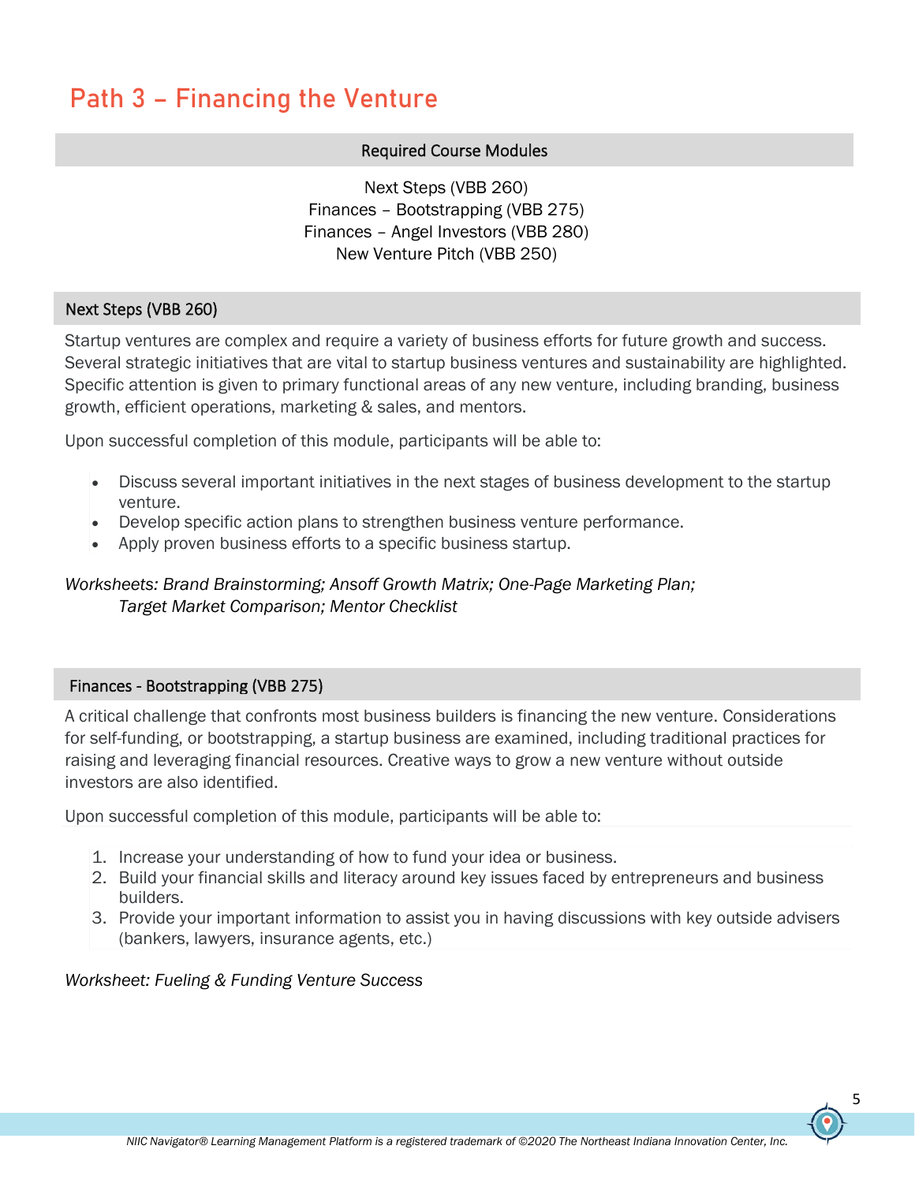# Path 3 – Financing the Venture

## Required Course Modules

Next Steps (VBB 260)
Finances – Bootstrapping (VBB 275)
Finances – Angel Investors (VBB 280)
New Venture Pitch (VBB 250)

### Next Steps (VBB 260)

Startup ventures are complex and require a variety of business efforts for future growth and success. Several strategic initiatives that are vital to startup business ventures and sustainability are highlighted. Specific attention is given to primary functional areas of any new venture, including branding, business growth, efficient operations, marketing & sales, and mentors.

Upon successful completion of this module, participants will be able to:

- Discuss several important initiatives in the next stages of business development to the startup venture.
- Develop specific action plans to strengthen business venture performance.
- Apply proven business efforts to a specific business startup.

*Worksheets: Brand Brainstorming; Ansoff Growth Matrix; One-Page Marketing Plan; Target Market Comparison; Mentor Checklist*

### Finances - Bootstrapping (VBB 275)

A critical challenge that confronts most business builders is financing the new venture. Considerations for self-funding, or bootstrapping, a startup business are examined, including traditional practices for raising and leveraging financial resources. Creative ways to grow a new venture without outside investors are also identified.

Upon successful completion of this module, participants will be able to:

1. Increase your understanding of how to fund your idea or business.
2. Build your financial skills and literacy around key issues faced by entrepreneurs and business builders.
3. Provide your important information to assist you in having discussions with key outside advisers (bankers, lawyers, insurance agents, etc.)

*Worksheet: Fueling & Funding Venture Success*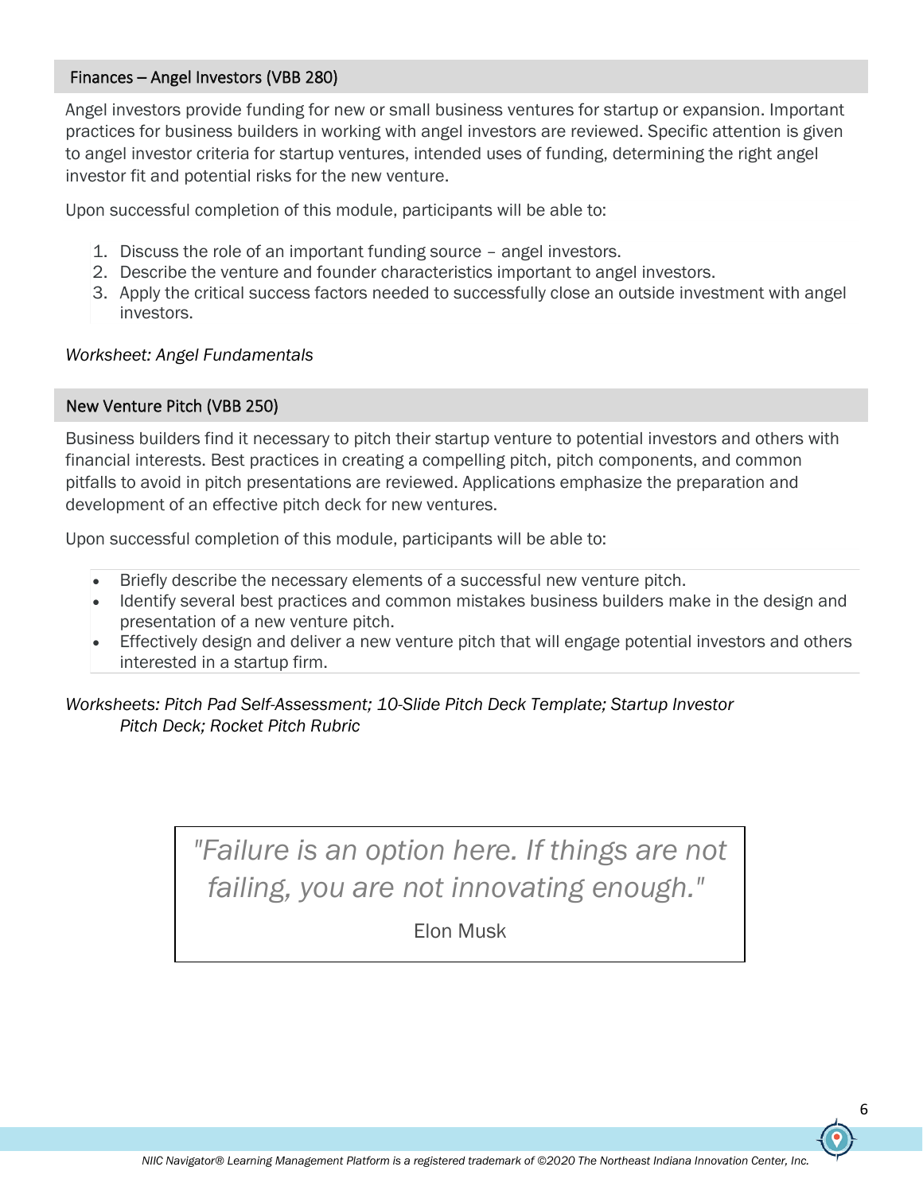## Finances – Angel Investors (VBB 280)

Angel investors provide funding for new or small business ventures for startup or expansion. Important practices for business builders in working with angel investors are reviewed. Specific attention is given to angel investor criteria for startup ventures, intended uses of funding, determining the right angel investor fit and potential risks for the new venture.

Upon successful completion of this module, participants will be able to:

1. Discuss the role of an important funding source – angel investors.
2. Describe the venture and founder characteristics important to angel investors.
3. Apply the critical success factors needed to successfully close an outside investment with angel investors.

*Worksheet: Angel Fundamentals*

## New Venture Pitch (VBB 250)

Business builders find it necessary to pitch their startup venture to potential investors and others with financial interests. Best practices in creating a compelling pitch, pitch components, and common pitfalls to avoid in pitch presentations are reviewed. Applications emphasize the preparation and development of an effective pitch deck for new ventures.

Upon successful completion of this module, participants will be able to:

- Briefly describe the necessary elements of a successful new venture pitch.
- Identify several best practices and common mistakes business builders make in the design and presentation of a new venture pitch.
- Effectively design and deliver a new venture pitch that will engage potential investors and others interested in a startup firm.

*Worksheets: Pitch Pad Self-Assessment; 10-Slide Pitch Deck Template; Startup Investor Pitch Deck; Rocket Pitch Rubric*

> *"Failure is an option here. If things are not failing, you are not innovating enough."*
>
> Elon Musk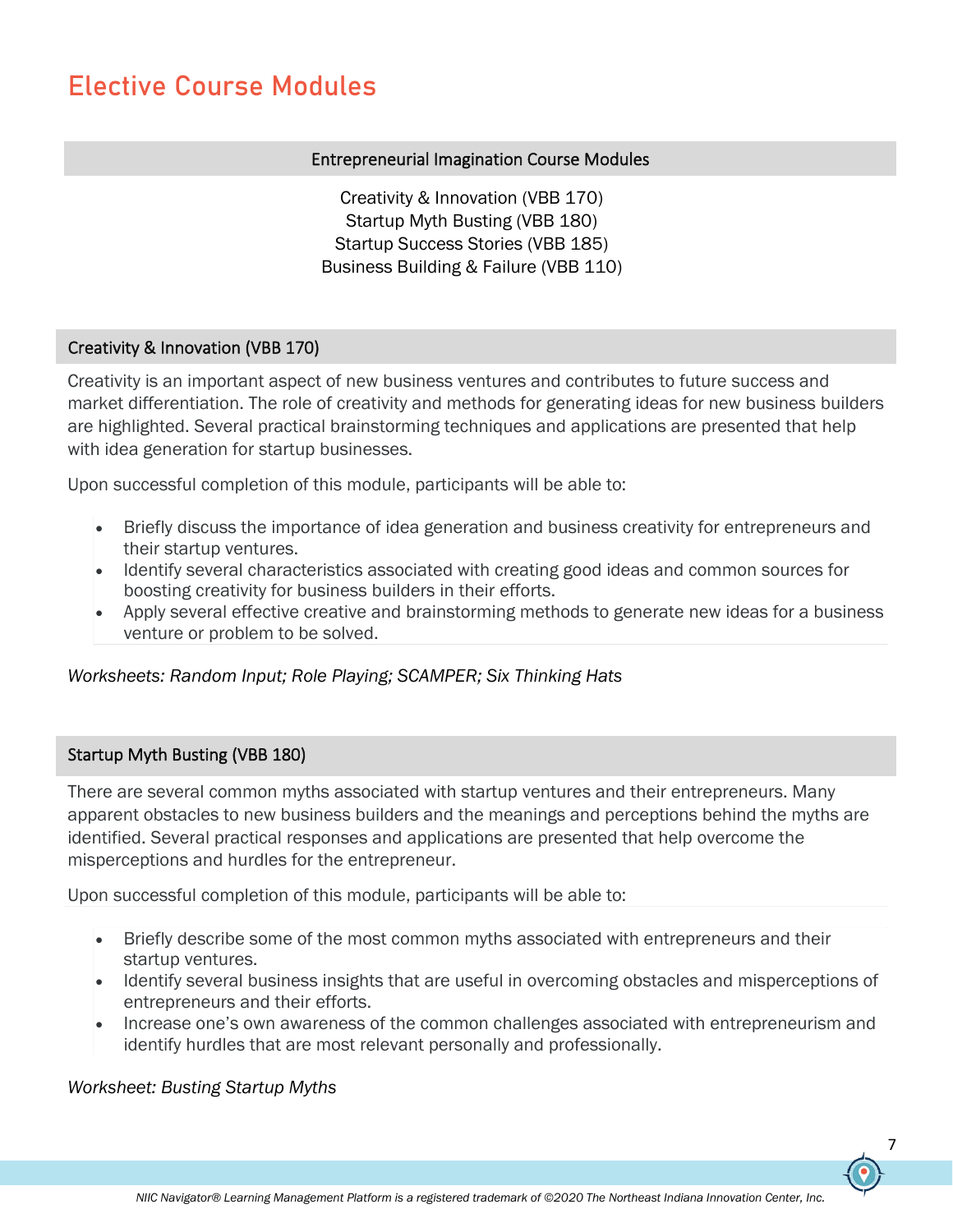# Elective Course Modules

## Entrepreneurial Imagination Course Modules

Creativity & Innovation (VBB 170)
Startup Myth Busting (VBB 180)
Startup Success Stories (VBB 185)
Business Building & Failure (VBB 110)

### Creativity & Innovation (VBB 170)

Creativity is an important aspect of new business ventures and contributes to future success and market differentiation. The role of creativity and methods for generating ideas for new business builders are highlighted. Several practical brainstorming techniques and applications are presented that help with idea generation for startup businesses.

Upon successful completion of this module, participants will be able to:

- Briefly discuss the importance of idea generation and business creativity for entrepreneurs and their startup ventures.
- Identify several characteristics associated with creating good ideas and common sources for boosting creativity for business builders in their efforts.
- Apply several effective creative and brainstorming methods to generate new ideas for a business venture or problem to be solved.

*Worksheets: Random Input; Role Playing; SCAMPER; Six Thinking Hats*

### Startup Myth Busting (VBB 180)

There are several common myths associated with startup ventures and their entrepreneurs. Many apparent obstacles to new business builders and the meanings and perceptions behind the myths are identified. Several practical responses and applications are presented that help overcome the misperceptions and hurdles for the entrepreneur.

Upon successful completion of this module, participants will be able to:

- Briefly describe some of the most common myths associated with entrepreneurs and their startup ventures.
- Identify several business insights that are useful in overcoming obstacles and misperceptions of entrepreneurs and their efforts.
- Increase one's own awareness of the common challenges associated with entrepreneurism and identify hurdles that are most relevant personally and professionally.

*Worksheet: Busting Startup Myths*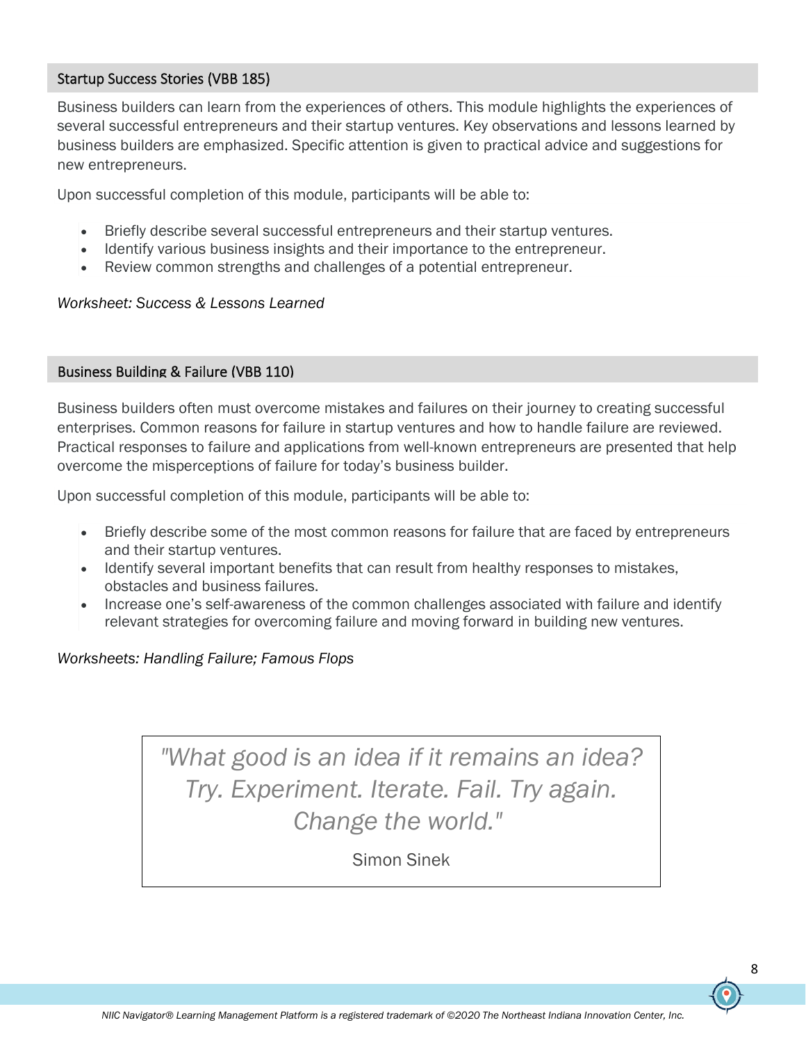## Startup Success Stories (VBB 185)

Business builders can learn from the experiences of others. This module highlights the experiences of several successful entrepreneurs and their startup ventures. Key observations and lessons learned by business builders are emphasized. Specific attention is given to practical advice and suggestions for new entrepreneurs.

Upon successful completion of this module, participants will be able to:

- Briefly describe several successful entrepreneurs and their startup ventures.
- Identify various business insights and their importance to the entrepreneur.
- Review common strengths and challenges of a potential entrepreneur.

*Worksheet: Success & Lessons Learned*

## Business Building & Failure (VBB 110)

Business builders often must overcome mistakes and failures on their journey to creating successful enterprises. Common reasons for failure in startup ventures and how to handle failure are reviewed. Practical responses to failure and applications from well-known entrepreneurs are presented that help overcome the misperceptions of failure for today's business builder.

Upon successful completion of this module, participants will be able to:

- Briefly describe some of the most common reasons for failure that are faced by entrepreneurs and their startup ventures.
- Identify several important benefits that can result from healthy responses to mistakes, obstacles and business failures.
- Increase one's self-awareness of the common challenges associated with failure and identify relevant strategies for overcoming failure and moving forward in building new ventures.

*Worksheets: Handling Failure; Famous Flops*

> *"What good is an idea if it remains an idea? Try. Experiment. Iterate. Fail. Try again. Change the world."*
>
> Simon Sinek